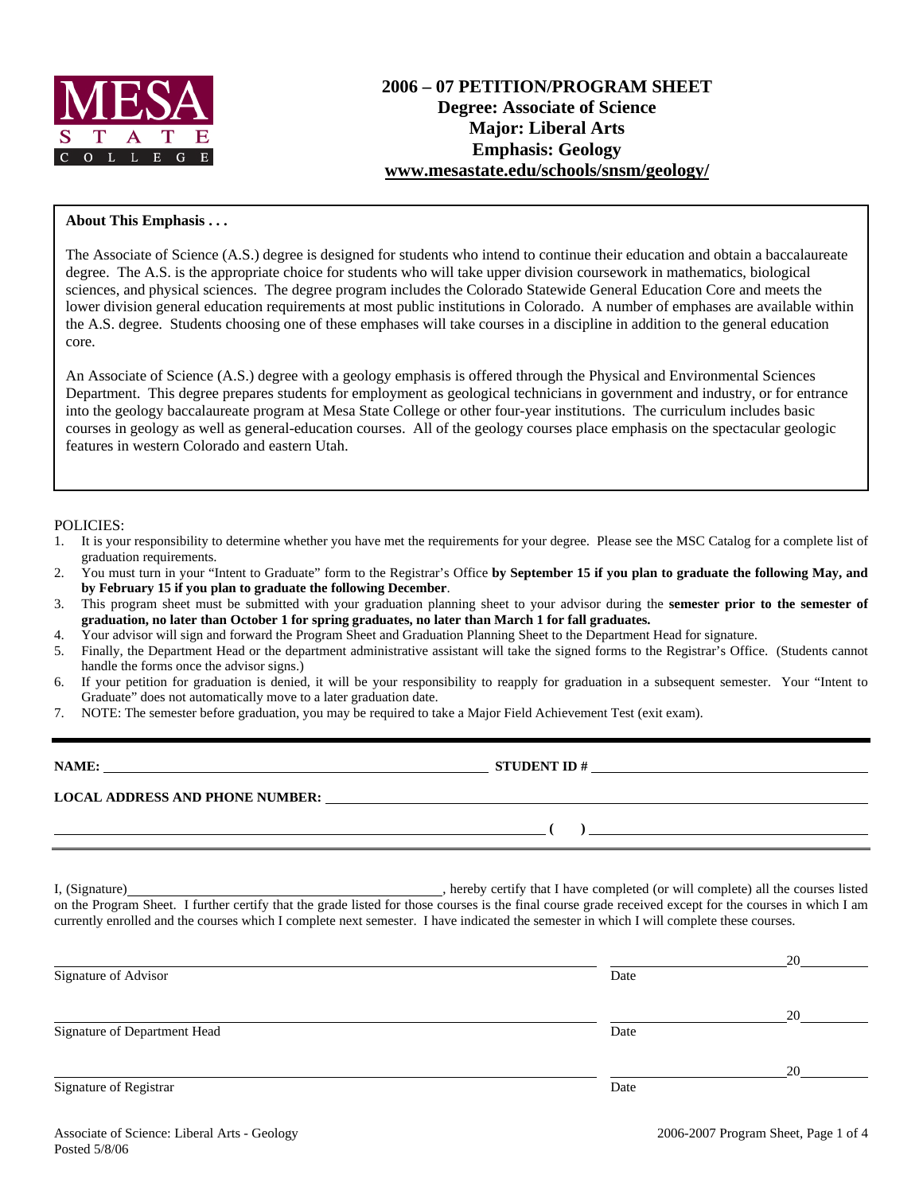MESA STATE COLLEGE

# 2006 – 07 PETITION/PROGRAM SHEET
## Degree: Associate of Science
## Major: Liberal Arts
## Emphasis: Geology
## www.mesastate.edu/schools/snsm/geology/

**About This Emphasis . . .**

The Associate of Science (A.S.) degree is designed for students who intend to continue their education and obtain a baccalaureate degree. The A.S. is the appropriate choice for students who will take upper division coursework in mathematics, biological sciences, and physical sciences. The degree program includes the Colorado Statewide General Education Core and meets the lower division general education requirements at most public institutions in Colorado. A number of emphases are available within the A.S. degree. Students choosing one of these emphases will take courses in a discipline in addition to the general education core.

An Associate of Science (A.S.) degree with a geology emphasis is offered through the Physical and Environmental Sciences Department. This degree prepares students for employment as geological technicians in government and industry, or for entrance into the geology baccalaureate program at Mesa State College or other four-year institutions. The curriculum includes basic courses in geology as well as general-education courses. All of the geology courses place emphasis on the spectacular geologic features in western Colorado and eastern Utah.

POLICIES:

1. It is your responsibility to determine whether you have met the requirements for your degree. Please see the MSC Catalog for a complete list of graduation requirements.
2. You must turn in your "Intent to Graduate" form to the Registrar's Office **by September 15 if you plan to graduate the following May, and by February 15 if you plan to graduate the following December**.
3. This program sheet must be submitted with your graduation planning sheet to your advisor during the **semester prior to the semester of graduation, no later than October 1 for spring graduates, no later than March 1 for fall graduates.**
4. Your advisor will sign and forward the Program Sheet and Graduation Planning Sheet to the Department Head for signature.
5. Finally, the Department Head or the department administrative assistant will take the signed forms to the Registrar's Office. (Students cannot handle the forms once the advisor signs.)
6. If your petition for graduation is denied, it will be your responsibility to reapply for graduation in a subsequent semester. Your "Intent to Graduate" does not automatically move to a later graduation date.
7. NOTE: The semester before graduation, you may be required to take a Major Field Achievement Test (exit exam).

---

**NAME:** ______________________________ **STUDENT ID #** ______________________________

**LOCAL ADDRESS AND PHONE NUMBER:** ______________________________

______________________________ **( )** ______________________________

I, (Signature)______________________________, hereby certify that I have completed (or will complete) all the courses listed on the Program Sheet. I further certify that the grade listed for those courses is the final course grade received except for the courses in which I am currently enrolled and the courses which I complete next semester. I have indicated the semester in which I will complete these courses.

______________________________ ______________ 20______
Signature of Advisor Date

______________________________ ______________ 20______
Signature of Department Head Date

______________________________ ______________ 20______
Signature of Registrar Date

Associate of Science: Liberal Arts - Geology
Posted 5/8/06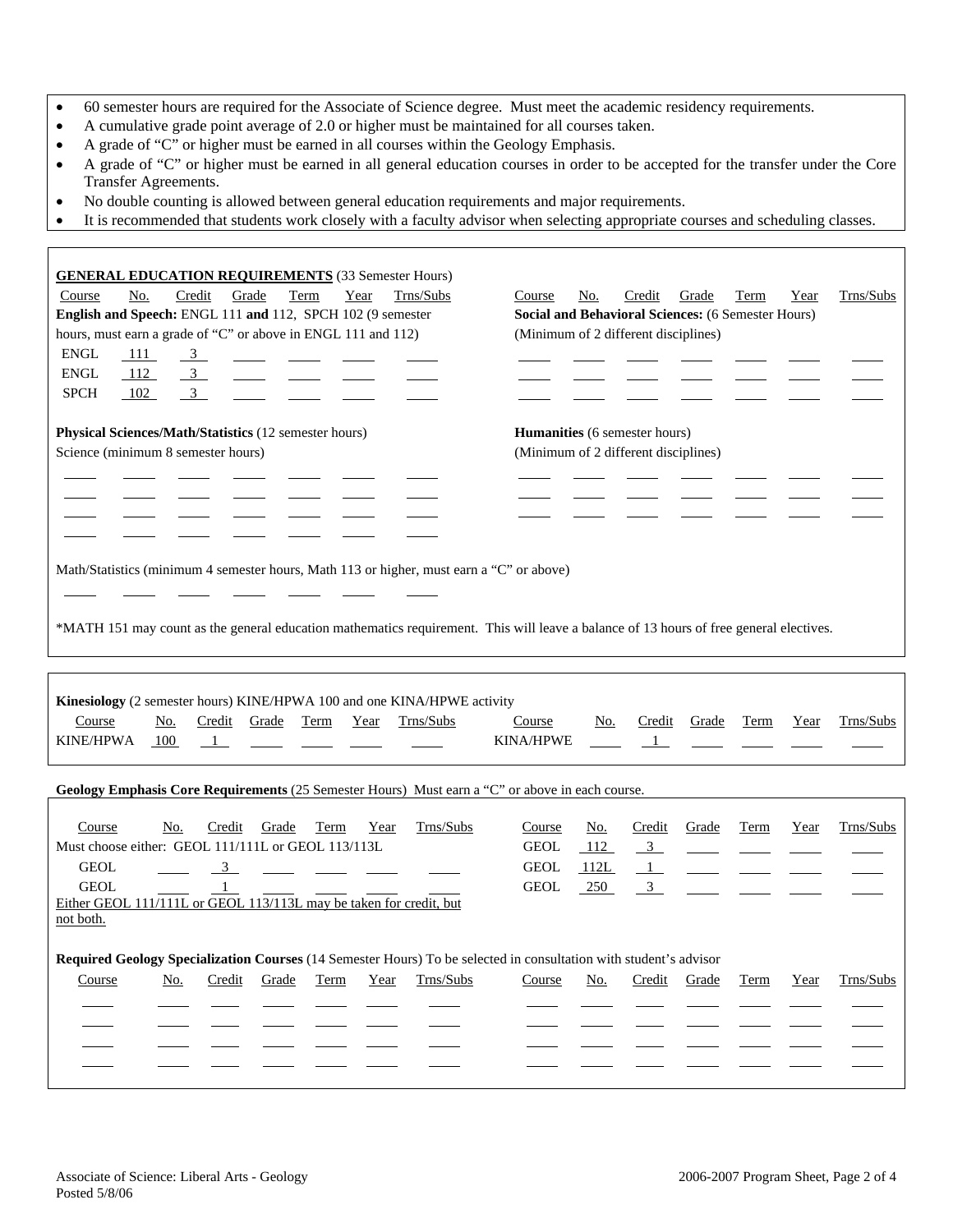- 60 semester hours are required for the Associate of Science degree. Must meet the academic residency requirements.
- A cumulative grade point average of 2.0 or higher must be maintained for all courses taken.
- A grade of "C" or higher must be earned in all courses within the Geology Emphasis.
- A grade of "C" or higher must be earned in all general education courses in order to be accepted for the transfer under the Core Transfer Agreements.
- No double counting is allowed between general education requirements and major requirements.
- It is recommended that students work closely with a faculty advisor when selecting appropriate courses and scheduling classes.

## GENERAL EDUCATION REQUIREMENTS (33 Semester Hours)

**English and Speech:** ENGL 111 **and** 112, SPCH 102 (9 semester hours, must earn a grade of "C" or above in ENGL 111 and 112)

| Course | No. | Credit | Grade | Term | Year | Trns/Subs |
|---|---|---|---|---|---|---|
| ENGL | 111 | 3 | | | | |
| ENGL | 112 | 3 | | | | |
| SPCH | 102 | 3 | | | | |

**Physical Sciences/Math/Statistics** (12 semester hours)

Science (minimum 8 semester hours)

| Course | No. | Credit | Grade | Term | Year | Trns/Subs |
|---|---|---|---|---|---|---|
| | | | | | | |
| | | | | | | |
| | | | | | | |
| | | | | | | |

Math/Statistics (minimum 4 semester hours, Math 113 or higher, must earn a "C" or above)

| Course | No. | Credit | Grade | Term | Year | Trns/Subs |
|---|---|---|---|---|---|---|
| | | | | | | |

**Social and Behavioral Sciences:** (6 Semester Hours) (Minimum of 2 different disciplines)

| Course | No. | Credit | Grade | Term | Year | Trns/Subs |
|---|---|---|---|---|---|---|
| | | | | | | |
| | | | | | | |
| | | | | | | |

**Humanities** (6 semester hours) (Minimum of 2 different disciplines)

| Course | No. | Credit | Grade | Term | Year | Trns/Subs |
|---|---|---|---|---|---|---|
| | | | | | | |
| | | | | | | |
| | | | | | | |

*MATH 151 may count as the general education mathematics requirement. This will leave a balance of 13 hours of free general electives.

**Kinesiology** (2 semester hours) KINE/HPWA 100 and one KINA/HPWE activity

| Course | No. | Credit | Grade | Term | Year | Trns/Subs |
|---|---|---|---|---|---|---|
| KINE/HPWA | 100 | 1 | | | | |
| KINA/HPWE | | 1 | | | | |

**Geology Emphasis Core Requirements** (25 Semester Hours) Must earn a "C" or above in each course.

Must choose either: GEOL 111/111L or GEOL 113/113L

| Course | No. | Credit | Grade | Term | Year | Trns/Subs |
|---|---|---|---|---|---|---|
| GEOL | | 3 | | | | |
| GEOL | | 1 | | | | |
| GEOL | 112 | 3 | | | | |
| GEOL | 112L | 1 | | | | |
| GEOL | 250 | 3 | | | | |

Either GEOL 111/111L or GEOL 113/113L may be taken for credit, but not both.

**Required Geology Specialization Courses** (14 Semester Hours) To be selected in consultation with student's advisor

| Course | No. | Credit | Grade | Term | Year | Trns/Subs |
|---|---|---|---|---|---|---|
| | | | | | | |
| | | | | | | |
| | | | | | | |
| | | | | | | |
| | | | | | | |
| | | | | | | |
| | | | | | | |
| | | | | | | |

Associate of Science: Liberal Arts - Geology
Posted 5/8/06

2006-2007 Program Sheet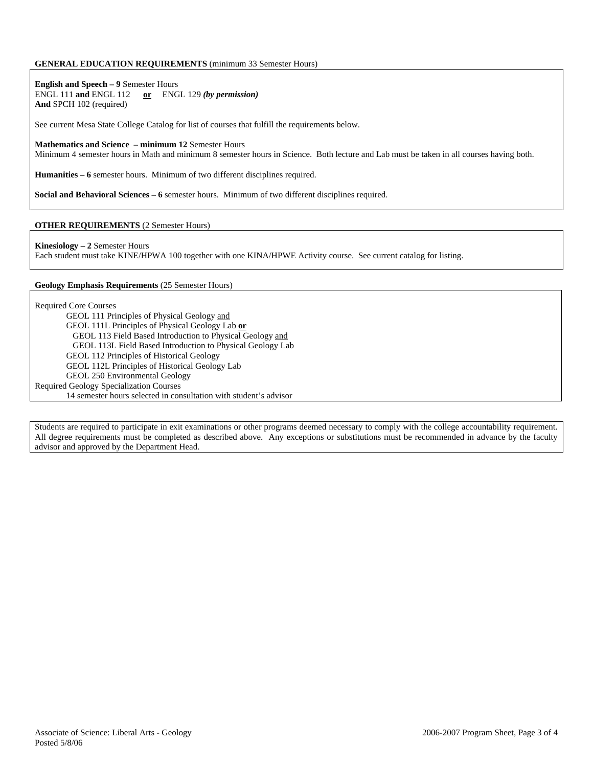**GENERAL EDUCATION REQUIREMENTS** (minimum 33 Semester Hours)

**English and Speech – 9** Semester Hours
ENGL 111 **and** ENGL 112 **or** ENGL 129 ***(by permission)***
**And** SPCH 102 (required)

See current Mesa State College Catalog for list of courses that fulfill the requirements below.

**Mathematics and Science – minimum 12** Semester Hours
Minimum 4 semester hours in Math and minimum 8 semester hours in Science. Both lecture and Lab must be taken in all courses having both.

**Humanities – 6** semester hours. Minimum of two different disciplines required.

**Social and Behavioral Sciences – 6** semester hours. Minimum of two different disciplines required.

**OTHER REQUIREMENTS** (2 Semester Hours)

**Kinesiology – 2** Semester Hours
Each student must take KINE/HPWA 100 together with one KINA/HPWE Activity course. See current catalog for listing.

**Geology Emphasis Requirements** (25 Semester Hours)

Required Core Courses

- GEOL 111 Principles of Physical Geology and
- GEOL 111L Principles of Physical Geology Lab **or**
  - GEOL 113 Field Based Introduction to Physical Geology and
  - GEOL 113L Field Based Introduction to Physical Geology Lab
- GEOL 112 Principles of Historical Geology
- GEOL 112L Principles of Historical Geology Lab
- GEOL 250 Environmental Geology

Required Geology Specialization Courses

- 14 semester hours selected in consultation with student's advisor

Students are required to participate in exit examinations or other programs deemed necessary to comply with the college accountability requirement. All degree requirements must be completed as described above. Any exceptions or substitutions must be recommended in advance by the faculty advisor and approved by the Department Head.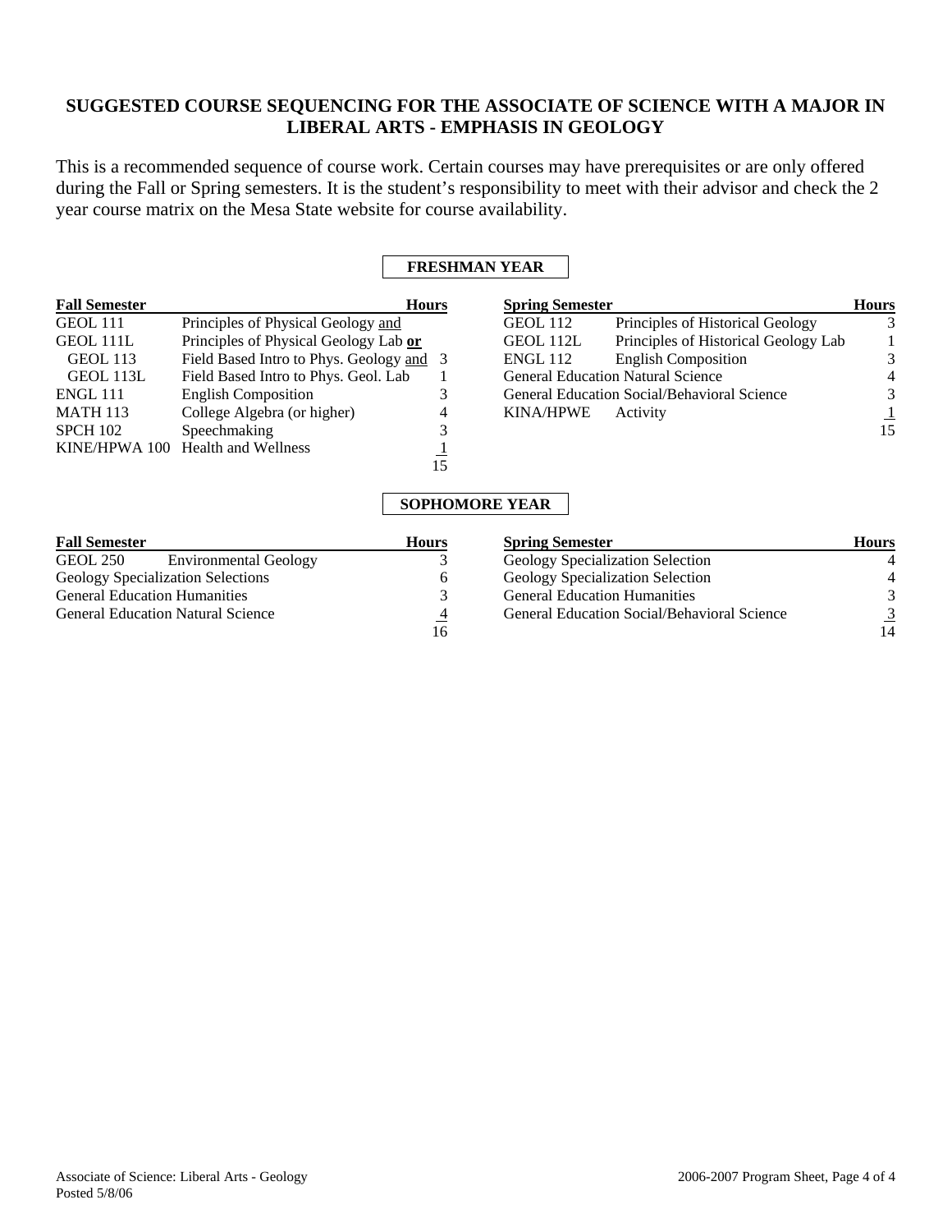## SUGGESTED COURSE SEQUENCING FOR THE ASSOCIATE OF SCIENCE WITH A MAJOR IN LIBERAL ARTS - EMPHASIS IN GEOLOGY

This is a recommended sequence of course work. Certain courses may have prerequisites or are only offered during the Fall or Spring semesters. It is the student's responsibility to meet with their advisor and check the 2 year course matrix on the Mesa State website for course availability.

### FRESHMAN YEAR

| Fall Semester | | Hours |
|---|---|---|
| GEOL 111 | Principles of Physical Geology and | |
| GEOL 111L | Principles of Physical Geology Lab **or** | |
| GEOL 113 | Field Based Intro to Phys. Geology and | 3 |
| GEOL 113L | Field Based Intro to Phys. Geol. Lab | 1 |
| ENGL 111 | English Composition | 3 |
| MATH 113 | College Algebra (or higher) | 4 |
| SPCH 102 | Speechmaking | 3 |
| KINE/HPWA 100 | Health and Wellness | 1 |
| | | 15 |

| Spring Semester | | Hours |
|---|---|---|
| GEOL 112 | Principles of Historical Geology | 3 |
| GEOL 112L | Principles of Historical Geology Lab | 1 |
| ENGL 112 | English Composition | 3 |
| General Education Natural Science | | 4 |
| General Education Social/Behavioral Science | | 3 |
| KINA/HPWE | Activity | 1 |
| | | 15 |

### SOPHOMORE YEAR

| Fall Semester | | Hours |
|---|---|---|
| GEOL 250 | Environmental Geology | 3 |
| Geology Specialization Selections | | 6 |
| General Education Humanities | | 3 |
| General Education Natural Science | | 4 |
| | | 16 |

| Spring Semester | Hours |
|---|---|
| Geology Specialization Selection | 4 |
| Geology Specialization Selection | 4 |
| General Education Humanities | 3 |
| General Education Social/Behavioral Science | 3 |
| | 14 |